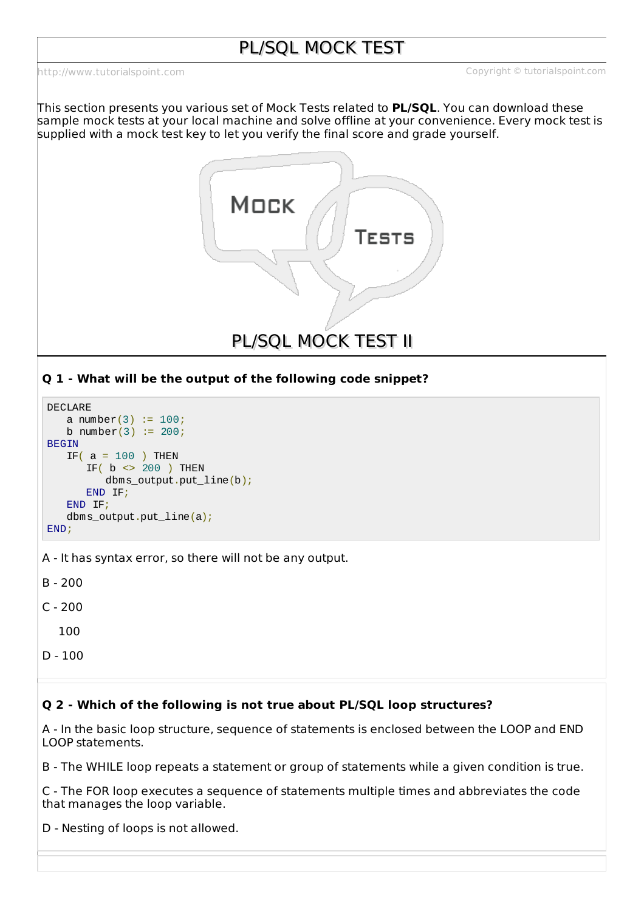# PL/SQL MOCK TEST

This section presents you various set of Mock Tests related to **PL/SQL**. You can download these sample mock tests at your local machine and solve offline at your convenience. Every mock test is supplied with a mock test key to let you verify the final score and grade yourself.

## PL/SQL MOCK TEST II

**Q 1 - What will be the output of the following code snippet?**

```
DECLARE
   a number(3) := 100;
   b number(3) := 200;
BEGIN
   IF( a = 100 ) THEN
      IF( b <> 200 ) THEN
         dbms_output.put_line(b);
      END IF;
   END IF;
   dbms_output.put_line(a);
END;
```

A - It has syntax error, so there will not be any output.

B - 200

C - 200

   100

D - 100

**Q 2 - Which of the following is not true about PL/SQL loop structures?**

A - In the basic loop structure, sequence of statements is enclosed between the LOOP and END LOOP statements.

B - The WHILE loop repeats a statement or group of statements while a given condition is true.

C - The FOR loop executes a sequence of statements multiple times and abbreviates the code that manages the loop variable.

D - Nesting of loops is not allowed.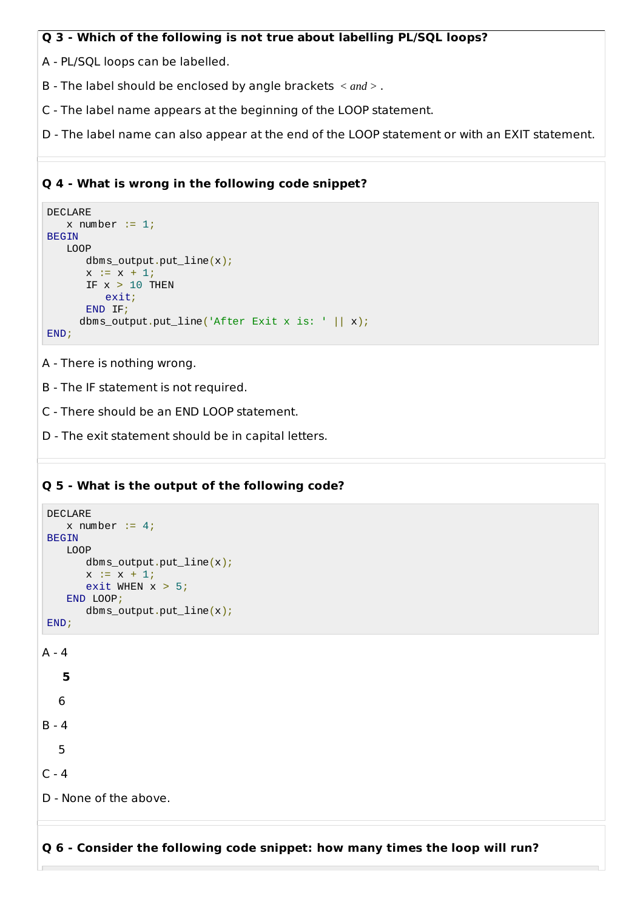**Q 3 - Which of the following is not true about labelling PL/SQL loops?**

A - PL/SQL loops can be labelled.

B - The label should be enclosed by angle brackets $<$ *and* $>$ .

C - The label name appears at the beginning of the LOOP statement.

D - The label name can also appear at the end of the LOOP statement or with an EXIT statement.

**Q 4 - What is wrong in the following code snippet?**

```
DECLARE
   x number := 1;
BEGIN
   LOOP
      dbms_output.put_line(x);
      x := x + 1;
      IF x > 10 THEN
         exit;
      END IF;
     dbms_output.put_line('After Exit x is: ' || x);
END;
```

A - There is nothing wrong.

B - The IF statement is not required.

C - There should be an END LOOP statement.

D - The exit statement should be in capital letters.

**Q 5 - What is the output of the following code?**

```
DECLARE
   x number := 4;
BEGIN
   LOOP
      dbms_output.put_line(x);
      x := x + 1;
      exit WHEN x > 5;
   END LOOP;
      dbms_output.put_line(x);
END;
```

A - 4

**5**

6

B - 4

5

C - 4

D - None of the above.

**Q 6 - Consider the following code snippet: how many times the loop will run?**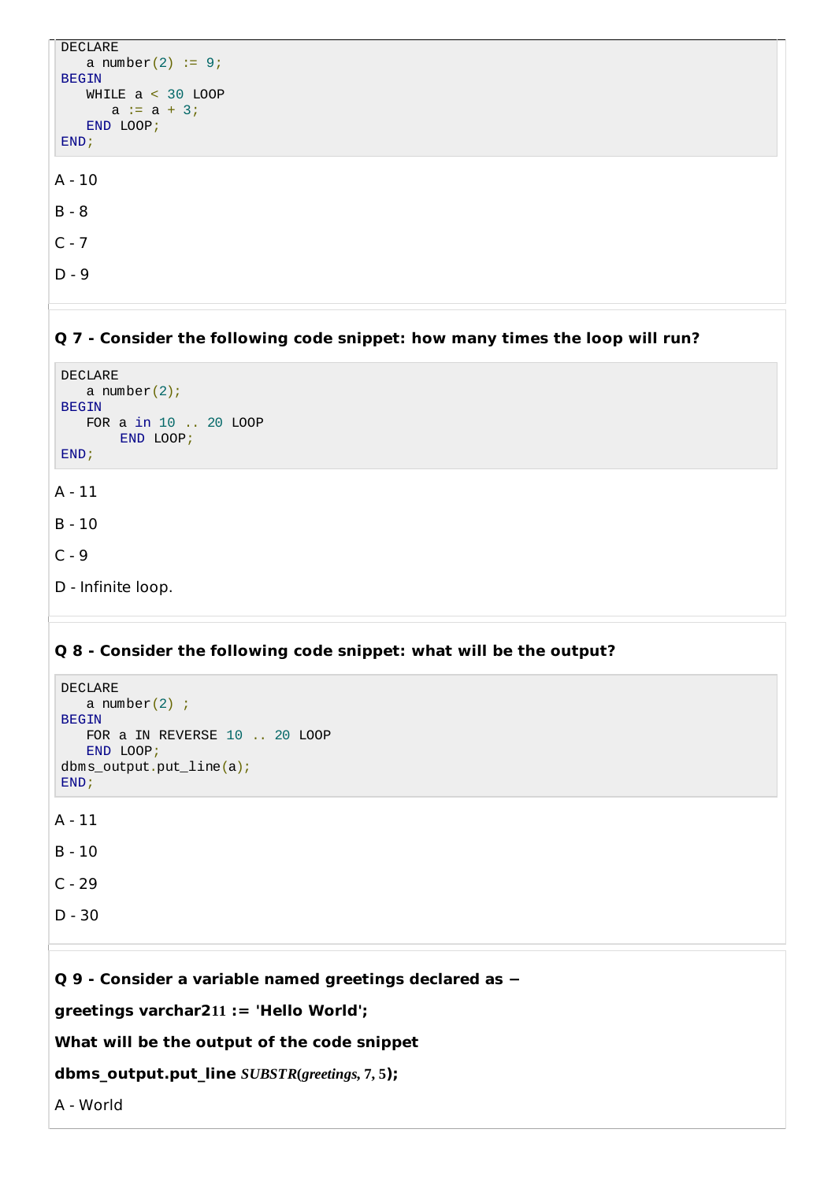```
DECLARE
   a number(2) := 9;
BEGIN
   WHILE a < 30 LOOP
      a := a + 3;
   END LOOP;
END;
```

A - 10

B - 8

C - 7

D - 9

**Q 7 - Consider the following code snippet: how many times the loop will run?**

```
DECLARE
   a number(2);
BEGIN
   FOR a in 10 .. 20 LOOP
       END LOOP;
END;
```

A - 11

B - 10

C - 9

D - Infinite loop.

**Q 8 - Consider the following code snippet: what will be the output?**

```
DECLARE
   a number(2) ;
BEGIN
   FOR a IN REVERSE 10 .. 20 LOOP
   END LOOP;
dbms_output.put_line(a);
END;
```

A - 11

B - 10

C - 29

D - 30

**Q 9 - Consider a variable named greetings declared as −**

**greetings varchar211 := 'Hello World';**

**What will be the output of the code snippet**

**dbms_output.put_line** ***SUBSTR(greetings, 7, 5*****);**

A - World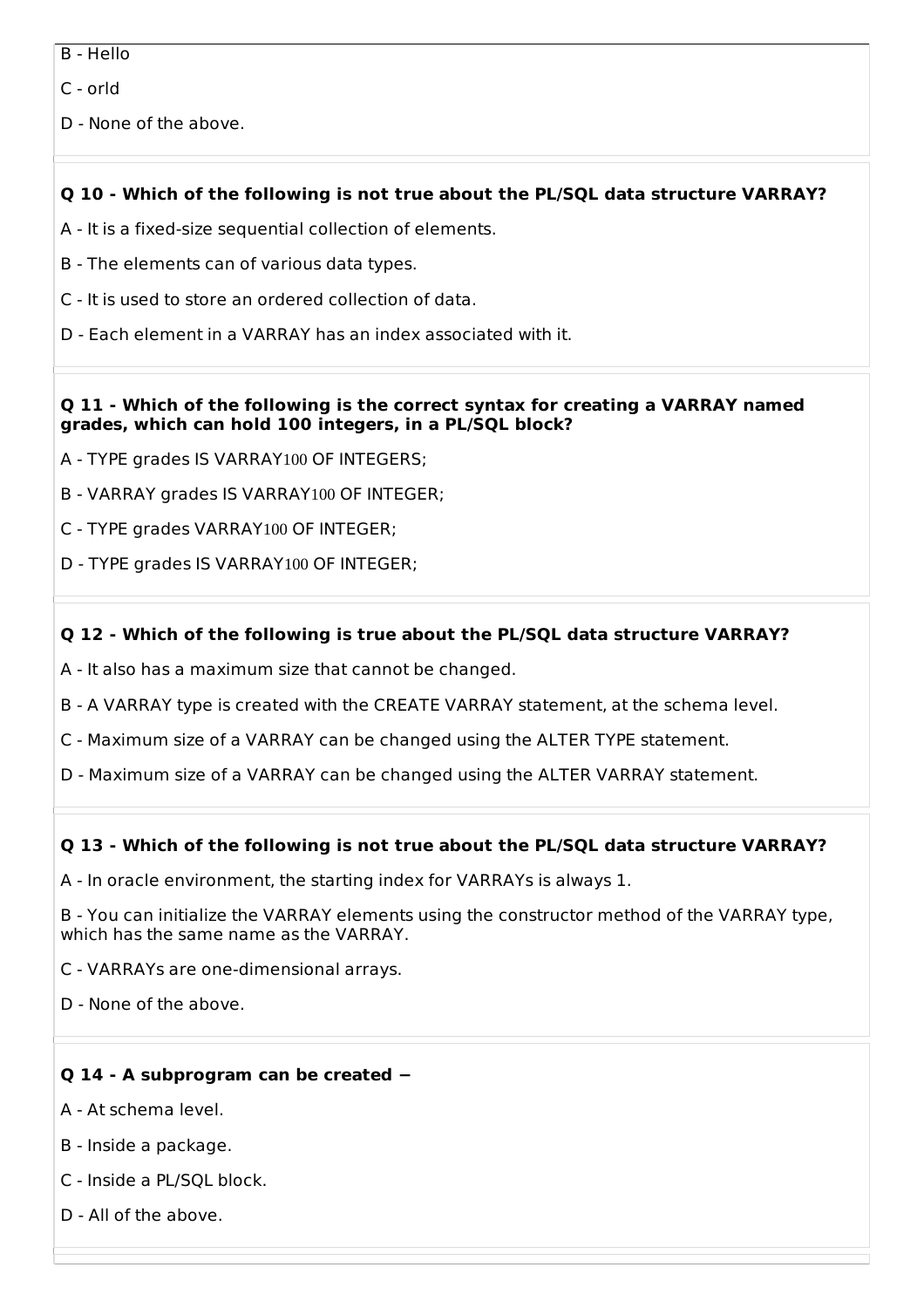B - Hello

C - orld

D - None of the above.

**Q 10 - Which of the following is not true about the PL/SQL data structure VARRAY?**

A - It is a fixed-size sequential collection of elements.

B - The elements can of various data types.

C - It is used to store an ordered collection of data.

D - Each element in a VARRAY has an index associated with it.

**Q 11 - Which of the following is the correct syntax for creating a VARRAY named grades, which can hold 100 integers, in a PL/SQL block?**

A - TYPE grades IS VARRAY100 OF INTEGERS;

B - VARRAY grades IS VARRAY100 OF INTEGER;

C - TYPE grades VARRAY100 OF INTEGER;

D - TYPE grades IS VARRAY100 OF INTEGER;

**Q 12 - Which of the following is true about the PL/SQL data structure VARRAY?**

A - It also has a maximum size that cannot be changed.

B - A VARRAY type is created with the CREATE VARRAY statement, at the schema level.

C - Maximum size of a VARRAY can be changed using the ALTER TYPE statement.

D - Maximum size of a VARRAY can be changed using the ALTER VARRAY statement.

**Q 13 - Which of the following is not true about the PL/SQL data structure VARRAY?**

A - In oracle environment, the starting index for VARRAYs is always 1.

B - You can initialize the VARRAY elements using the constructor method of the VARRAY type, which has the same name as the VARRAY.

C - VARRAYs are one-dimensional arrays.

D - None of the above.

**Q 14 - A subprogram can be created −**

A - At schema level.

B - Inside a package.

C - Inside a PL/SQL block.

D - All of the above.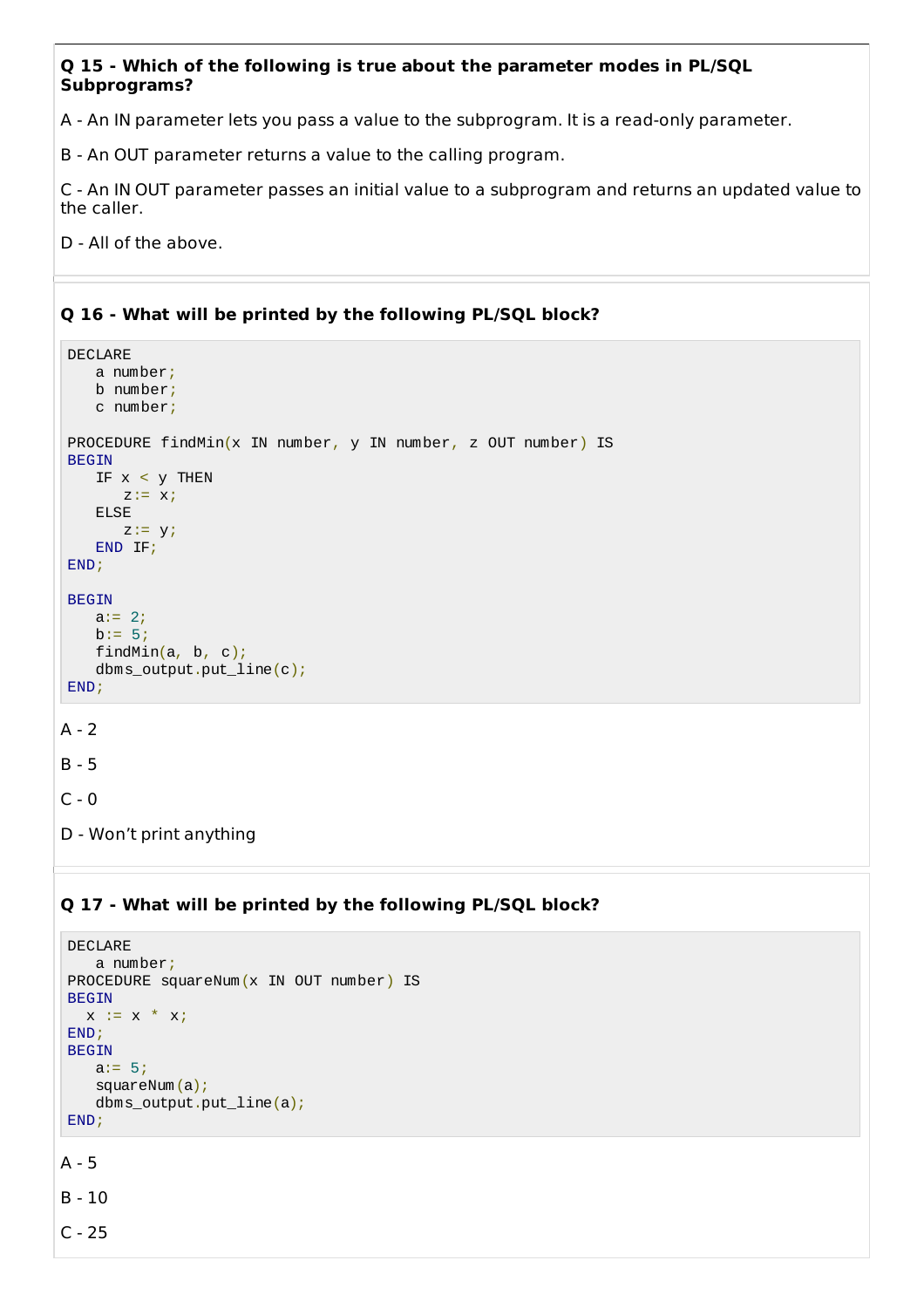**Q 15 - Which of the following is true about the parameter modes in PL/SQL Subprograms?**

A - An IN parameter lets you pass a value to the subprogram. It is a read-only parameter.

B - An OUT parameter returns a value to the calling program.

C - An IN OUT parameter passes an initial value to a subprogram and returns an updated value to the caller.

D - All of the above.

**Q 16 - What will be printed by the following PL/SQL block?**

```
DECLARE
   a number;
   b number;
   c number;

PROCEDURE findMin(x IN number, y IN number, z OUT number) IS
BEGIN
   IF x < y THEN
      z:= x;
   ELSE
      z:= y;
   END IF;
END;

BEGIN
   a:= 2;
   b:= 5;
   findMin(a, b, c);
   dbms_output.put_line(c);
END;
```

A - 2

B - 5

C - 0

D - Won't print anything

**Q 17 - What will be printed by the following PL/SQL block?**

```
DECLARE
   a number;
PROCEDURE squareNum(x IN OUT number) IS
BEGIN
  x := x * x;
END;
BEGIN
   a:= 5;
   squareNum(a);
   dbms_output.put_line(a);
END;
```

A - 5

B - 10

C - 25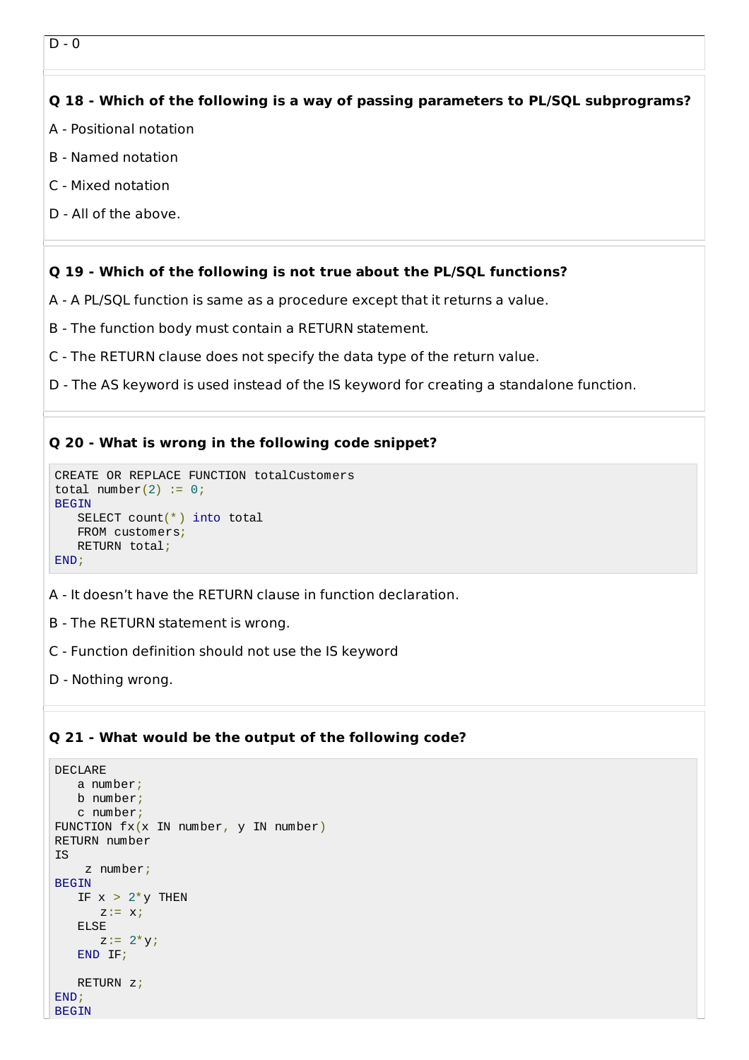D - 0

**Q 18 - Which of the following is a way of passing parameters to PL/SQL subprograms?**

A - Positional notation

B - Named notation

C - Mixed notation

D - All of the above.

**Q 19 - Which of the following is not true about the PL/SQL functions?**

A - A PL/SQL function is same as a procedure except that it returns a value.

B - The function body must contain a RETURN statement.

C - The RETURN clause does not specify the data type of the return value.

D - The AS keyword is used instead of the IS keyword for creating a standalone function.

**Q 20 - What is wrong in the following code snippet?**

```
CREATE OR REPLACE FUNCTION totalCustomers
total number(2) := 0;
BEGIN
   SELECT count(*) into total
   FROM customers;
   RETURN total;
END;
```

A - It doesn’t have the RETURN clause in function declaration.

B - The RETURN statement is wrong.

C - Function definition should not use the IS keyword

D - Nothing wrong.

**Q 21 - What would be the output of the following code?**

```
DECLARE
   a number;
   b number;
   c number;
FUNCTION fx(x IN number, y IN number)
RETURN number
IS
    z number;
BEGIN
   IF x > 2*y THEN
      z:= x;
   ELSE
      z:= 2*y;
   END IF;

   RETURN z;
END;
BEGIN
```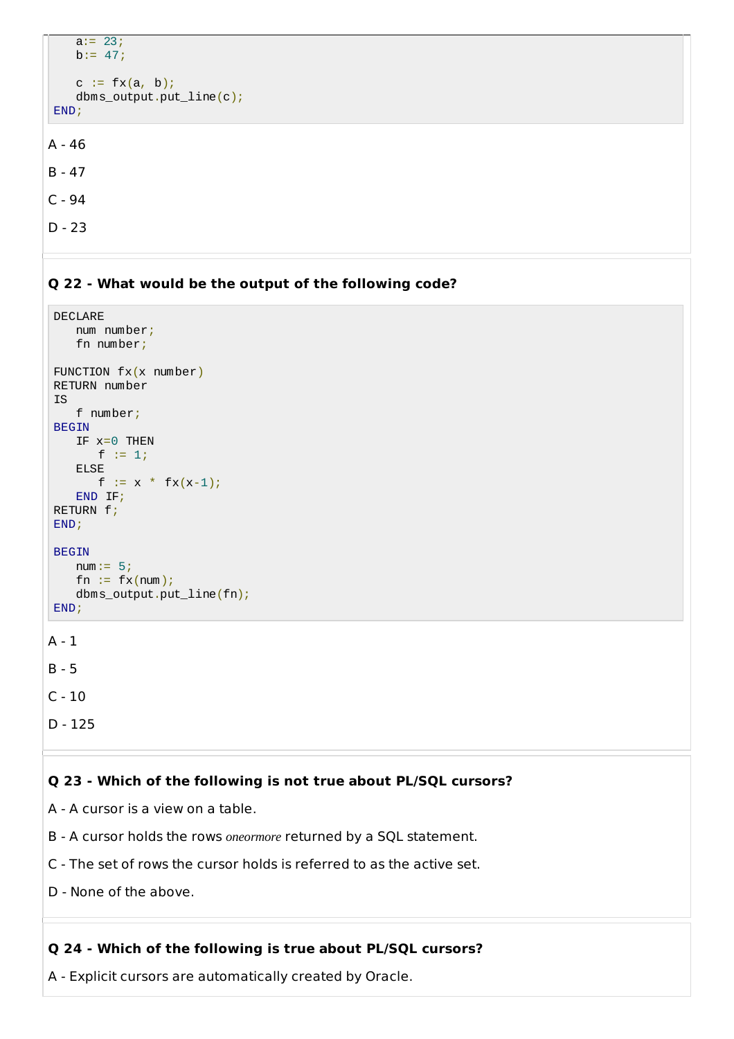```
   a:= 23;
   b:= 47;

   c := fx(a, b);
   dbms_output.put_line(c);
END;
```

A - 46

B - 47

C - 94

D - 23

**Q 22 - What would be the output of the following code?**

```
DECLARE
   num number;
   fn number;

FUNCTION fx(x number)
RETURN number
IS
   f number;
BEGIN
   IF x=0 THEN
      f := 1;
   ELSE
      f := x * fx(x-1);
   END IF;
RETURN f;
END;

BEGIN
   num:= 5;
   fn := fx(num);
   dbms_output.put_line(fn);
END;
```

A - 1

B - 5

C - 10

D - 125

**Q 23 - Which of the following is not true about PL/SQL cursors?**

A - A cursor is a view on a table.

B - A cursor holds the rows *oneormore* returned by a SQL statement.

C - The set of rows the cursor holds is referred to as the active set.

D - None of the above.

**Q 24 - Which of the following is true about PL/SQL cursors?**

A - Explicit cursors are automatically created by Oracle.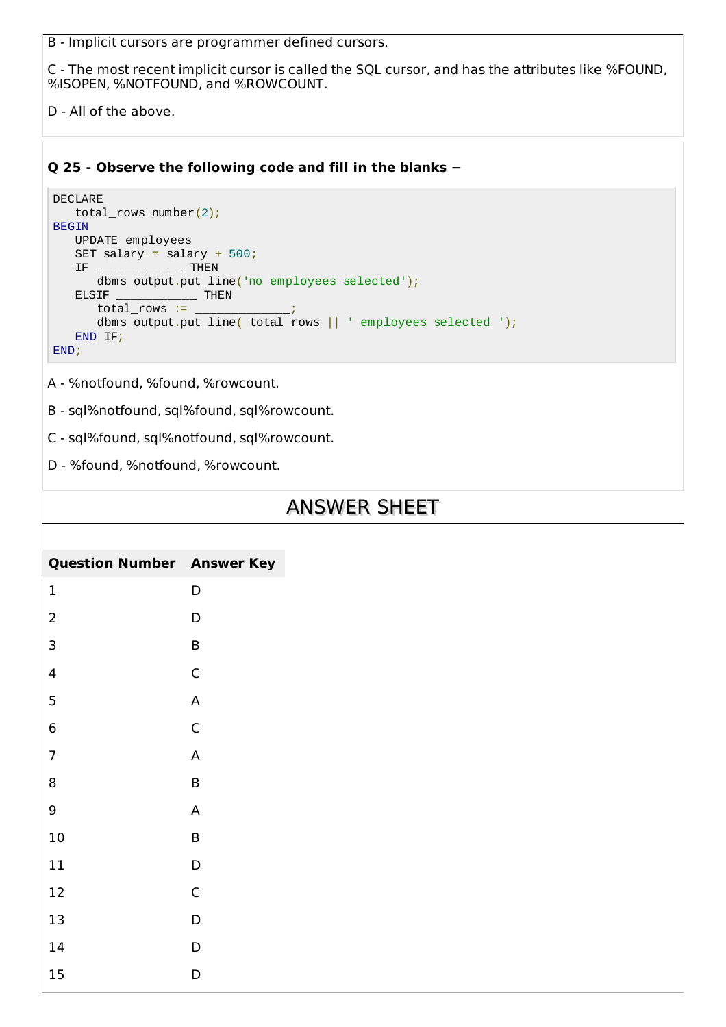B - Implicit cursors are programmer defined cursors.

C - The most recent implicit cursor is called the SQL cursor, and has the attributes like %FOUND, %ISOPEN, %NOTFOUND, and %ROWCOUNT.

D - All of the above.

**Q 25 - Observe the following code and fill in the blanks −**

```
DECLARE
   total_rows number(2);
BEGIN
   UPDATE employees
   SET salary = salary + 500;
   IF ____________ THEN
      dbms_output.put_line('no employees selected');
   ELSIF ___________ THEN
      total_rows := _____________;
      dbms_output.put_line( total_rows || ' employees selected ');
   END IF;
END;
```

A - %notfound, %found, %rowcount.

B - sql%notfound, sql%found, sql%rowcount.

C - sql%found, sql%notfound, sql%rowcount.

D - %found, %notfound, %rowcount.

## ANSWER SHEET

| Question Number | Answer Key |
|---|---|
| 1 | D |
| 2 | D |
| 3 | B |
| 4 | C |
| 5 | A |
| 6 | C |
| 7 | A |
| 8 | B |
| 9 | A |
| 10 | B |
| 11 | D |
| 12 | C |
| 13 | D |
| 14 | D |
| 15 | D |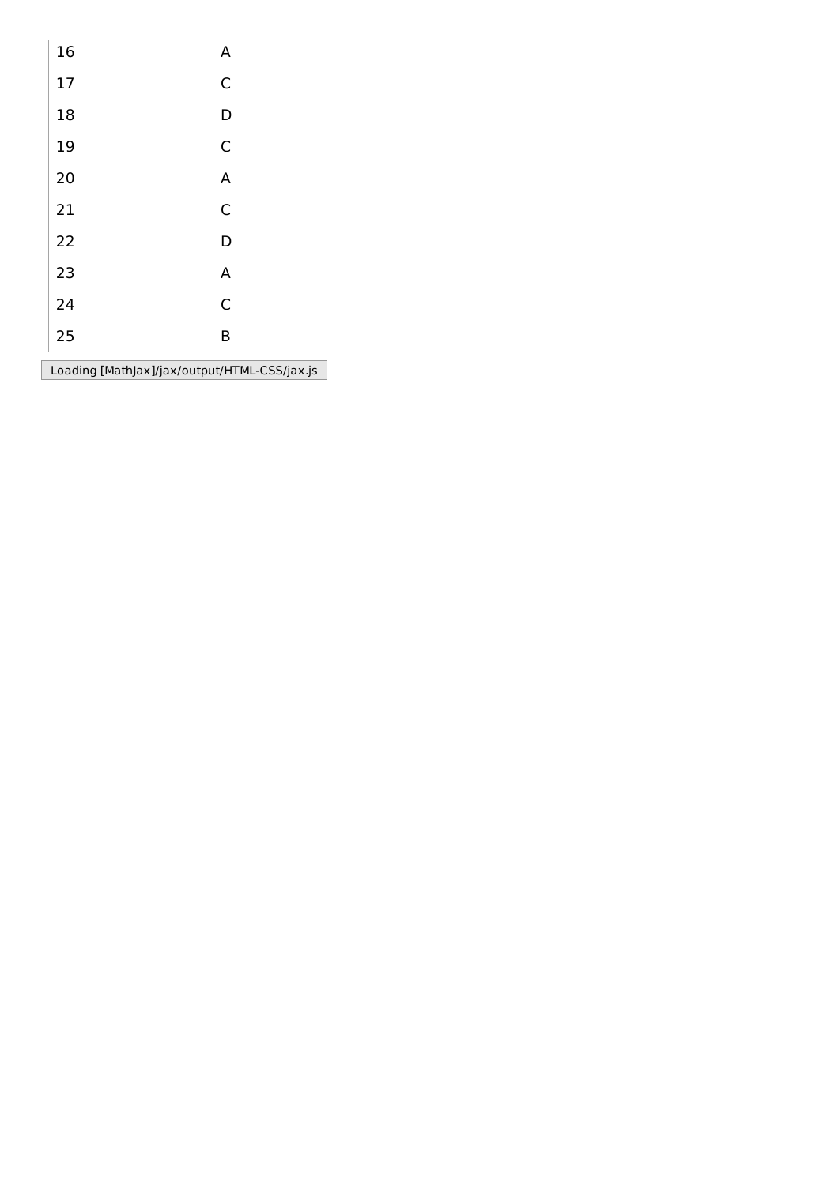| | |
|---|---|
| 16 | A |
| 17 | C |
| 18 | D |
| 19 | C |
| 20 | A |
| 21 | C |
| 22 | D |
| 23 | A |
| 24 | C |
| 25 | B |

Loading [MathJax]/jax/output/HTML-CSS/jax.js